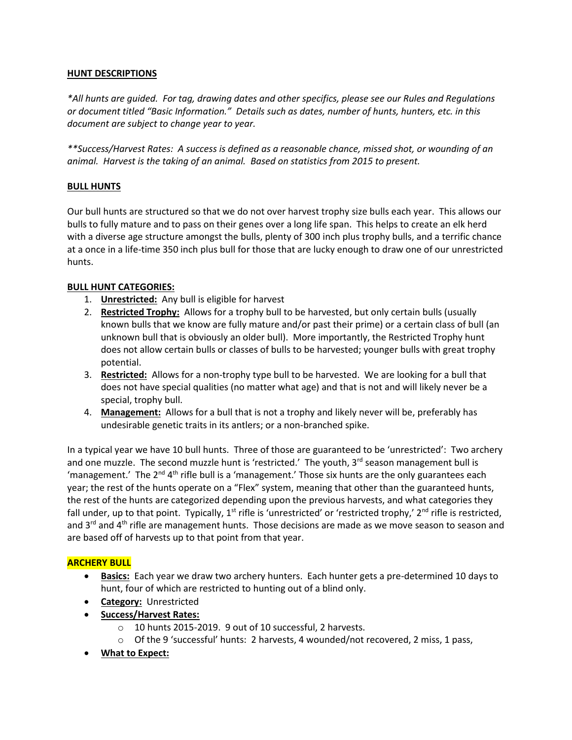## HUNT DESCRIPTIONS

*\*All hunts are guided. For tag, drawing dates and other specifics, please see our Rules and Regulations or document titled "Basic Information." Details such as dates, number of hunts, hunters, etc. in this document are subject to change year to year.*

*\*\*Success/Harvest Rates: A success is defined as a reasonable chance, missed shot, or wounding of an animal. Harvest is the taking of an animal. Based on statistics from 2015 to present.*

## BULL HUNTS

Our bull hunts are structured so that we do not over harvest trophy size bulls each year. This allows our bulls to fully mature and to pass on their genes over a long life span. This helps to create an elk herd with a diverse age structure amongst the bulls, plenty of 300 inch plus trophy bulls, and a terrific chance at a once in a life-time 350 inch plus bull for those that are lucky enough to draw one of our unrestricted hunts.

## BULL HUNT CATEGORIES:

1. **Unrestricted:** Any bull is eligible for harvest
2. **Restricted Trophy:** Allows for a trophy bull to be harvested, but only certain bulls (usually known bulls that we know are fully mature and/or past their prime) or a certain class of bull (an unknown bull that is obviously an older bull). More importantly, the Restricted Trophy hunt does not allow certain bulls or classes of bulls to be harvested; younger bulls with great trophy potential.
3. **Restricted:** Allows for a non-trophy type bull to be harvested. We are looking for a bull that does not have special qualities (no matter what age) and that is not and will likely never be a special, trophy bull.
4. **Management:** Allows for a bull that is not a trophy and likely never will be, preferably has undesirable genetic traits in its antlers; or a non-branched spike.

In a typical year we have 10 bull hunts. Three of those are guaranteed to be 'unrestricted': Two archery and one muzzle. The second muzzle hunt is 'restricted.' The youth, 3rd season management bull is 'management.' The 2nd 4th rifle bull is a 'management.' Those six hunts are the only guarantees each year; the rest of the hunts operate on a "Flex" system, meaning that other than the guaranteed hunts, the rest of the hunts are categorized depending upon the previous harvests, and what categories they fall under, up to that point. Typically, 1st rifle is 'unrestricted' or 'restricted trophy,' 2nd rifle is restricted, and 3rd and 4th rifle are management hunts. Those decisions are made as we move season to season and are based off of harvests up to that point from that year.

### ARCHERY BULL

- **Basics:** Each year we draw two archery hunters. Each hunter gets a pre-determined 10 days to hunt, four of which are restricted to hunting out of a blind only.
- **Category:** Unrestricted
- **Success/Harvest Rates:**
  - 10 hunts 2015-2019. 9 out of 10 successful, 2 harvests.
  - Of the 9 'successful' hunts: 2 harvests, 4 wounded/not recovered, 2 miss, 1 pass,
- **What to Expect:**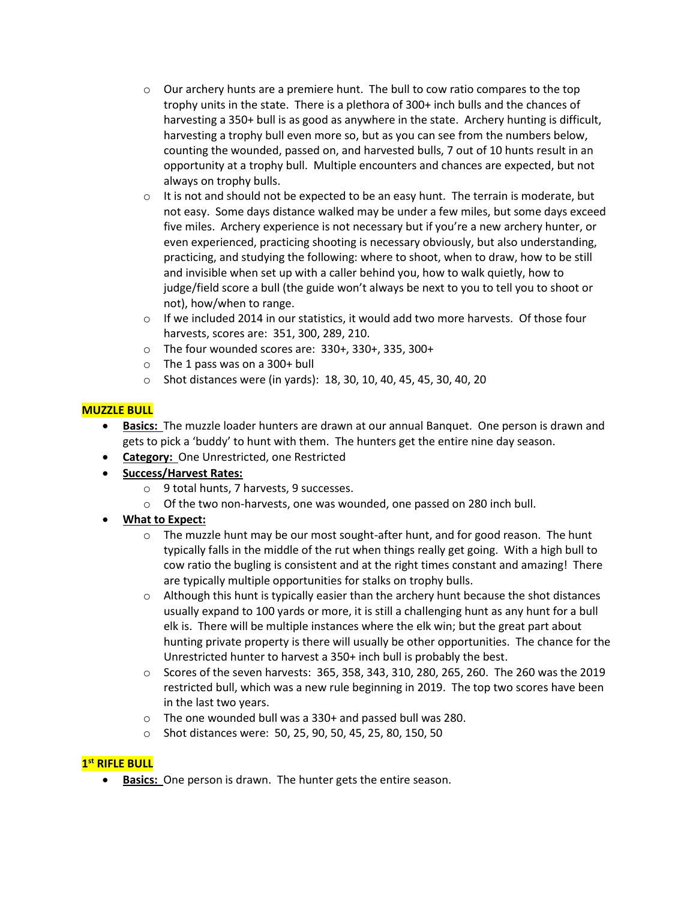- Our archery hunts are a premiere hunt. The bull to cow ratio compares to the top trophy units in the state. There is a plethora of 300+ inch bulls and the chances of harvesting a 350+ bull is as good as anywhere in the state. Archery hunting is difficult, harvesting a trophy bull even more so, but as you can see from the numbers below, counting the wounded, passed on, and harvested bulls, 7 out of 10 hunts result in an opportunity at a trophy bull. Multiple encounters and chances are expected, but not always on trophy bulls.
- It is not and should not be expected to be an easy hunt. The terrain is moderate, but not easy. Some days distance walked may be under a few miles, but some days exceed five miles. Archery experience is not necessary but if you're a new archery hunter, or even experienced, practicing shooting is necessary obviously, but also understanding, practicing, and studying the following: where to shoot, when to draw, how to be still and invisible when set up with a caller behind you, how to walk quietly, how to judge/field score a bull (the guide won't always be next to you to tell you to shoot or not), how/when to range.
- If we included 2014 in our statistics, it would add two more harvests. Of those four harvests, scores are: 351, 300, 289, 210.
- The four wounded scores are: 330+, 330+, 335, 300+
- The 1 pass was on a 300+ bull
- Shot distances were (in yards): 18, 30, 10, 40, 45, 45, 30, 40, 20

## MUZZLE BULL

- **Basics:** The muzzle loader hunters are drawn at our annual Banquet. One person is drawn and gets to pick a 'buddy' to hunt with them. The hunters get the entire nine day season.
- **Category:** One Unrestricted, one Restricted
- **Success/Harvest Rates:**
  - 9 total hunts, 7 harvests, 9 successes.
  - Of the two non-harvests, one was wounded, one passed on 280 inch bull.
- **What to Expect:**
  - The muzzle hunt may be our most sought-after hunt, and for good reason. The hunt typically falls in the middle of the rut when things really get going. With a high bull to cow ratio the bugling is consistent and at the right times constant and amazing! There are typically multiple opportunities for stalks on trophy bulls.
  - Although this hunt is typically easier than the archery hunt because the shot distances usually expand to 100 yards or more, it is still a challenging hunt as any hunt for a bull elk is. There will be multiple instances where the elk win; but the great part about hunting private property is there will usually be other opportunities. The chance for the Unrestricted hunter to harvest a 350+ inch bull is probably the best.
  - Scores of the seven harvests: 365, 358, 343, 310, 280, 265, 260. The 260 was the 2019 restricted bull, which was a new rule beginning in 2019. The top two scores have been in the last two years.
  - The one wounded bull was a 330+ and passed bull was 280.
  - Shot distances were: 50, 25, 90, 50, 45, 25, 80, 150, 50

## 1st RIFLE BULL

- **Basics:** One person is drawn. The hunter gets the entire season.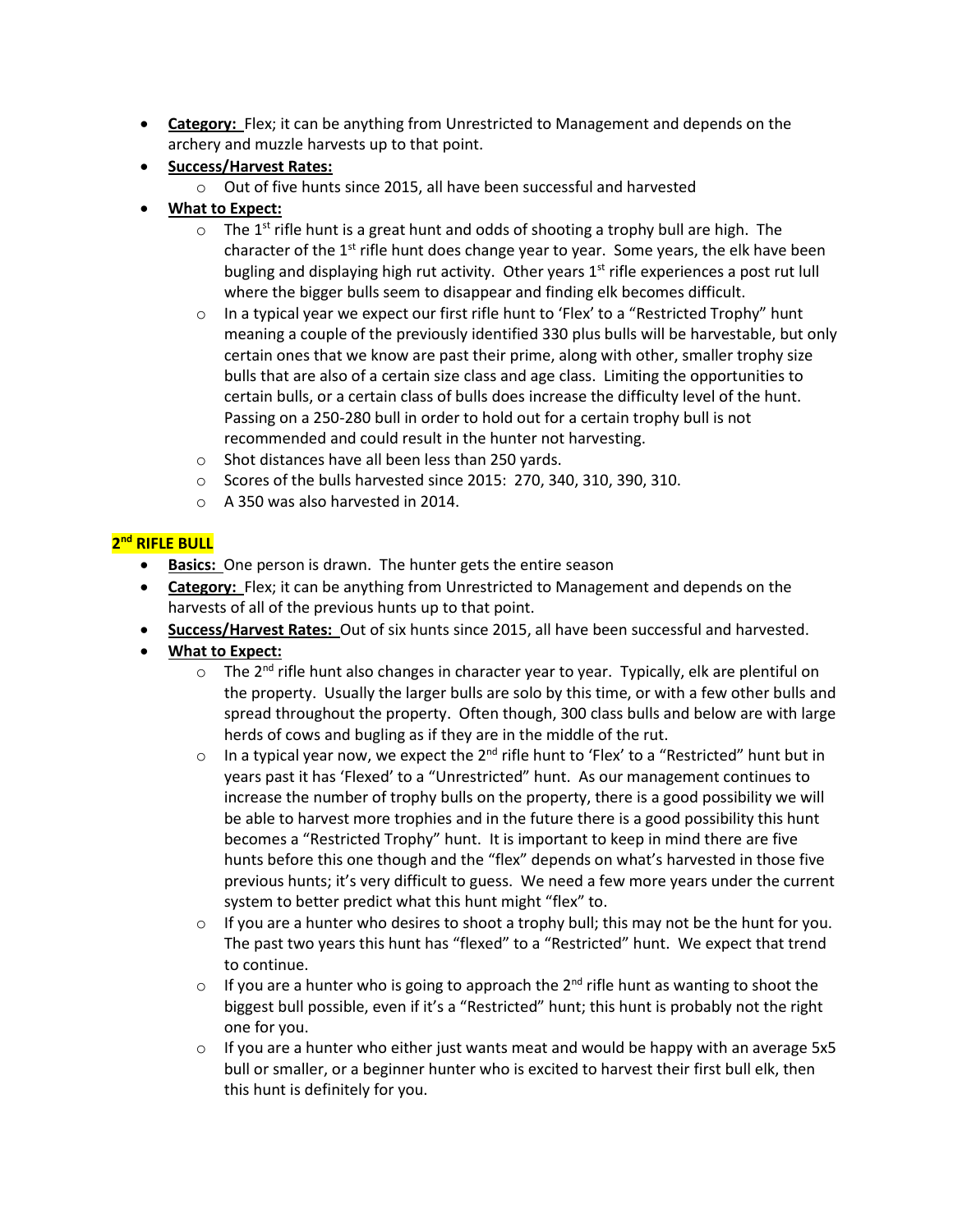- **Category:** Flex; it can be anything from Unrestricted to Management and depends on the archery and muzzle harvests up to that point.
- **Success/Harvest Rates:**
  - Out of five hunts since 2015, all have been successful and harvested
- **What to Expect:**
  - The 1st rifle hunt is a great hunt and odds of shooting a trophy bull are high. The character of the 1st rifle hunt does change year to year. Some years, the elk have been bugling and displaying high rut activity. Other years 1st rifle experiences a post rut lull where the bigger bulls seem to disappear and finding elk becomes difficult.
  - In a typical year we expect our first rifle hunt to 'Flex' to a "Restricted Trophy" hunt meaning a couple of the previously identified 330 plus bulls will be harvestable, but only certain ones that we know are past their prime, along with other, smaller trophy size bulls that are also of a certain size class and age class. Limiting the opportunities to certain bulls, or a certain class of bulls does increase the difficulty level of the hunt. Passing on a 250-280 bull in order to hold out for a certain trophy bull is not recommended and could result in the hunter not harvesting.
  - Shot distances have all been less than 250 yards.
  - Scores of the bulls harvested since 2015: 270, 340, 310, 390, 310.
  - A 350 was also harvested in 2014.

## 2nd RIFLE BULL

- **Basics:** One person is drawn. The hunter gets the entire season
- **Category:** Flex; it can be anything from Unrestricted to Management and depends on the harvests of all of the previous hunts up to that point.
- **Success/Harvest Rates:** Out of six hunts since 2015, all have been successful and harvested.
- **What to Expect:**
  - The 2nd rifle hunt also changes in character year to year. Typically, elk are plentiful on the property. Usually the larger bulls are solo by this time, or with a few other bulls and spread throughout the property. Often though, 300 class bulls and below are with large herds of cows and bugling as if they are in the middle of the rut.
  - In a typical year now, we expect the 2nd rifle hunt to 'Flex' to a "Restricted" hunt but in years past it has 'Flexed' to a "Unrestricted" hunt. As our management continues to increase the number of trophy bulls on the property, there is a good possibility we will be able to harvest more trophies and in the future there is a good possibility this hunt becomes a "Restricted Trophy" hunt. It is important to keep in mind there are five hunts before this one though and the "flex" depends on what's harvested in those five previous hunts; it's very difficult to guess. We need a few more years under the current system to better predict what this hunt might "flex" to.
  - If you are a hunter who desires to shoot a trophy bull; this may not be the hunt for you. The past two years this hunt has "flexed" to a "Restricted" hunt. We expect that trend to continue.
  - If you are a hunter who is going to approach the 2nd rifle hunt as wanting to shoot the biggest bull possible, even if it's a "Restricted" hunt; this hunt is probably not the right one for you.
  - If you are a hunter who either just wants meat and would be happy with an average 5x5 bull or smaller, or a beginner hunter who is excited to harvest their first bull elk, then this hunt is definitely for you.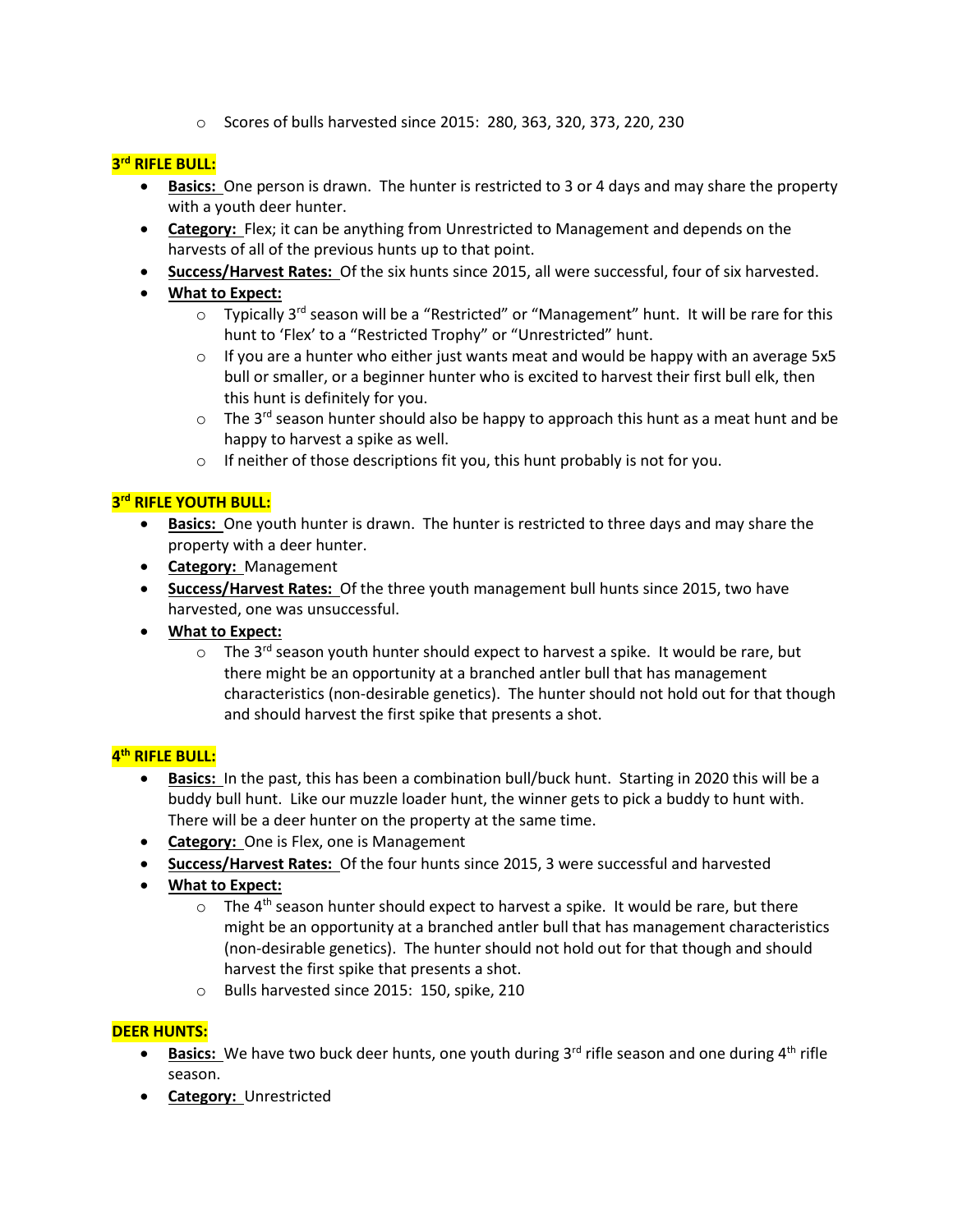- Scores of bulls harvested since 2015: 280, 363, 320, 373, 220, 230

**3rd RIFLE BULL:**

- **Basics:** One person is drawn. The hunter is restricted to 3 or 4 days and may share the property with a youth deer hunter.
- **Category:** Flex; it can be anything from Unrestricted to Management and depends on the harvests of all of the previous hunts up to that point.
- **Success/Harvest Rates:** Of the six hunts since 2015, all were successful, four of six harvested.
- **What to Expect:**
  - Typically 3rd season will be a "Restricted" or "Management" hunt. It will be rare for this hunt to 'Flex' to a "Restricted Trophy" or "Unrestricted" hunt.
  - If you are a hunter who either just wants meat and would be happy with an average 5x5 bull or smaller, or a beginner hunter who is excited to harvest their first bull elk, then this hunt is definitely for you.
  - The 3rd season hunter should also be happy to approach this hunt as a meat hunt and be happy to harvest a spike as well.
  - If neither of those descriptions fit you, this hunt probably is not for you.

**3rd RIFLE YOUTH BULL:**

- **Basics:** One youth hunter is drawn. The hunter is restricted to three days and may share the property with a deer hunter.
- **Category:** Management
- **Success/Harvest Rates:** Of the three youth management bull hunts since 2015, two have harvested, one was unsuccessful.
- **What to Expect:**
  - The 3rd season youth hunter should expect to harvest a spike. It would be rare, but there might be an opportunity at a branched antler bull that has management characteristics (non-desirable genetics). The hunter should not hold out for that though and should harvest the first spike that presents a shot.

**4th RIFLE BULL:**

- **Basics:** In the past, this has been a combination bull/buck hunt. Starting in 2020 this will be a buddy bull hunt. Like our muzzle loader hunt, the winner gets to pick a buddy to hunt with. There will be a deer hunter on the property at the same time.
- **Category:** One is Flex, one is Management
- **Success/Harvest Rates:** Of the four hunts since 2015, 3 were successful and harvested
- **What to Expect:**
  - The 4th season hunter should expect to harvest a spike. It would be rare, but there might be an opportunity at a branched antler bull that has management characteristics (non-desirable genetics). The hunter should not hold out for that though and should harvest the first spike that presents a shot.
  - Bulls harvested since 2015: 150, spike, 210

**DEER HUNTS:**

- **Basics:** We have two buck deer hunts, one youth during 3rd rifle season and one during 4th rifle season.
- **Category:** Unrestricted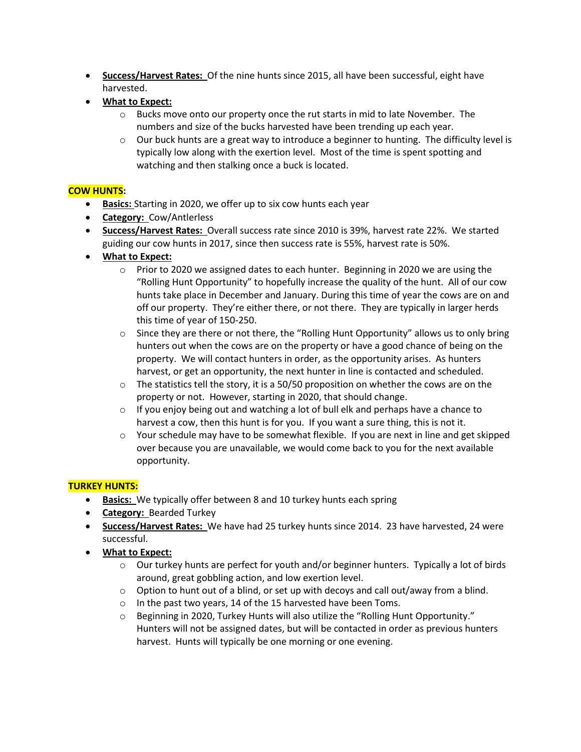- **Success/Harvest Rates:** Of the nine hunts since 2015, all have been successful, eight have harvested.
- **What to Expect:**
    - Bucks move onto our property once the rut starts in mid to late November. The numbers and size of the bucks harvested have been trending up each year.
    - Our buck hunts are a great way to introduce a beginner to hunting. The difficulty level is typically low along with the exertion level. Most of the time is spent spotting and watching and then stalking once a buck is located.

## COW HUNTS:

- **Basics:** Starting in 2020, we offer up to six cow hunts each year
- **Category:** Cow/Antlerless
- **Success/Harvest Rates:** Overall success rate since 2010 is 39%, harvest rate 22%. We started guiding our cow hunts in 2017, since then success rate is 55%, harvest rate is 50%.
- **What to Expect:**
    - Prior to 2020 we assigned dates to each hunter. Beginning in 2020 we are using the "Rolling Hunt Opportunity" to hopefully increase the quality of the hunt. All of our cow hunts take place in December and January. During this time of year the cows are on and off our property. They're either there, or not there. They are typically in larger herds this time of year of 150-250.
    - Since they are there or not there, the "Rolling Hunt Opportunity" allows us to only bring hunters out when the cows are on the property or have a good chance of being on the property. We will contact hunters in order, as the opportunity arises. As hunters harvest, or get an opportunity, the next hunter in line is contacted and scheduled.
    - The statistics tell the story, it is a 50/50 proposition on whether the cows are on the property or not. However, starting in 2020, that should change.
    - If you enjoy being out and watching a lot of bull elk and perhaps have a chance to harvest a cow, then this hunt is for you. If you want a sure thing, this is not it.
    - Your schedule may have to be somewhat flexible. If you are next in line and get skipped over because you are unavailable, we would come back to you for the next available opportunity.

## TURKEY HUNTS:

- **Basics:** We typically offer between 8 and 10 turkey hunts each spring
- **Category:** Bearded Turkey
- **Success/Harvest Rates:** We have had 25 turkey hunts since 2014. 23 have harvested, 24 were successful.
- **What to Expect:**
    - Our turkey hunts are perfect for youth and/or beginner hunters. Typically a lot of birds around, great gobbling action, and low exertion level.
    - Option to hunt out of a blind, or set up with decoys and call out/away from a blind.
    - In the past two years, 14 of the 15 harvested have been Toms.
    - Beginning in 2020, Turkey Hunts will also utilize the "Rolling Hunt Opportunity." Hunters will not be assigned dates, but will be contacted in order as previous hunters harvest. Hunts will typically be one morning or one evening.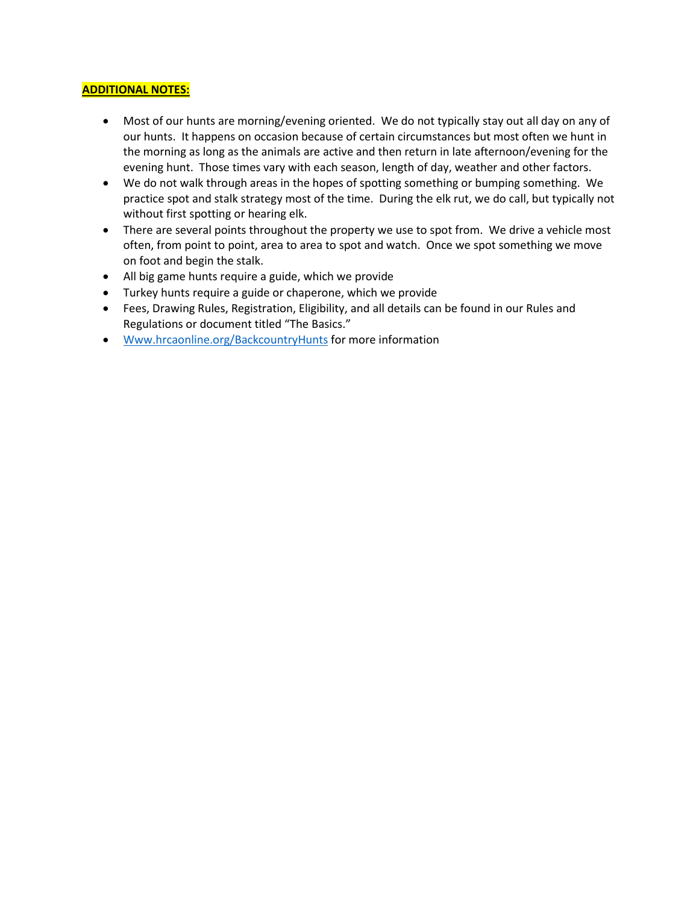**ADDITIONAL NOTES:**

- Most of our hunts are morning/evening oriented. We do not typically stay out all day on any of our hunts. It happens on occasion because of certain circumstances but most often we hunt in the morning as long as the animals are active and then return in late afternoon/evening for the evening hunt. Those times vary with each season, length of day, weather and other factors.
- We do not walk through areas in the hopes of spotting something or bumping something. We practice spot and stalk strategy most of the time. During the elk rut, we do call, but typically not without first spotting or hearing elk.
- There are several points throughout the property we use to spot from. We drive a vehicle most often, from point to point, area to area to spot and watch. Once we spot something we move on foot and begin the stalk.
- All big game hunts require a guide, which we provide
- Turkey hunts require a guide or chaperone, which we provide
- Fees, Drawing Rules, Registration, Eligibility, and all details can be found in our Rules and Regulations or document titled "The Basics."
- [Www.hrcaonline.org/BackcountryHunts](http://www.hrcaonline.org/BackcountryHunts) for more information